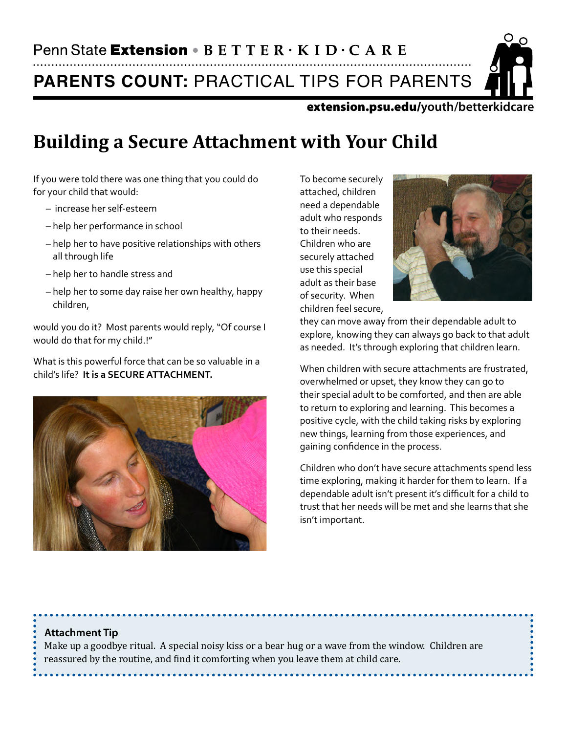Penn State Extension • BETTER·KID·CARE

**PARENTS COUNT:** PRACTICAL TIPS FOR PARENTS

extension.psu.edu/youth/betterkidcare

# Building a Secure Attachment with Your Child

If you were told there was one thing that you could do for your child that would:

- increase her self-esteem
- help her performance in school
- help her to have positive relationships with others all through life
- help her to handle stress and
- help her to some day raise her own healthy, happy children,

would you do it? Most parents would reply, "Of course I would do that for my child.!"

What is this powerful force that can be so valuable in a child's life? **It is a SECURE ATTACHMENT.**

To become securely attached, children need a dependable adult who responds to their needs. Children who are securely attached use this special adult as their base of security. When children feel secure, they can move away from their dependable adult to explore, knowing they can always go back to that adult as needed. It's through exploring that children learn.

When children with secure attachments are frustrated, overwhelmed or upset, they know they can go to their special adult to be comforted, and then are able to return to exploring and learning. This becomes a positive cycle, with the child taking risks by exploring new things, learning from those experiences, and gaining confidence in the process.

Children who don't have secure attachments spend less time exploring, making it harder for them to learn. If a dependable adult isn't present it's difficult for a child to trust that her needs will be met and she learns that she isn't important.

**Attachment Tip**

Make up a goodbye ritual. A special noisy kiss or a bear hug or a wave from the window. Children are reassured by the routine, and find it comforting when you leave them at child care.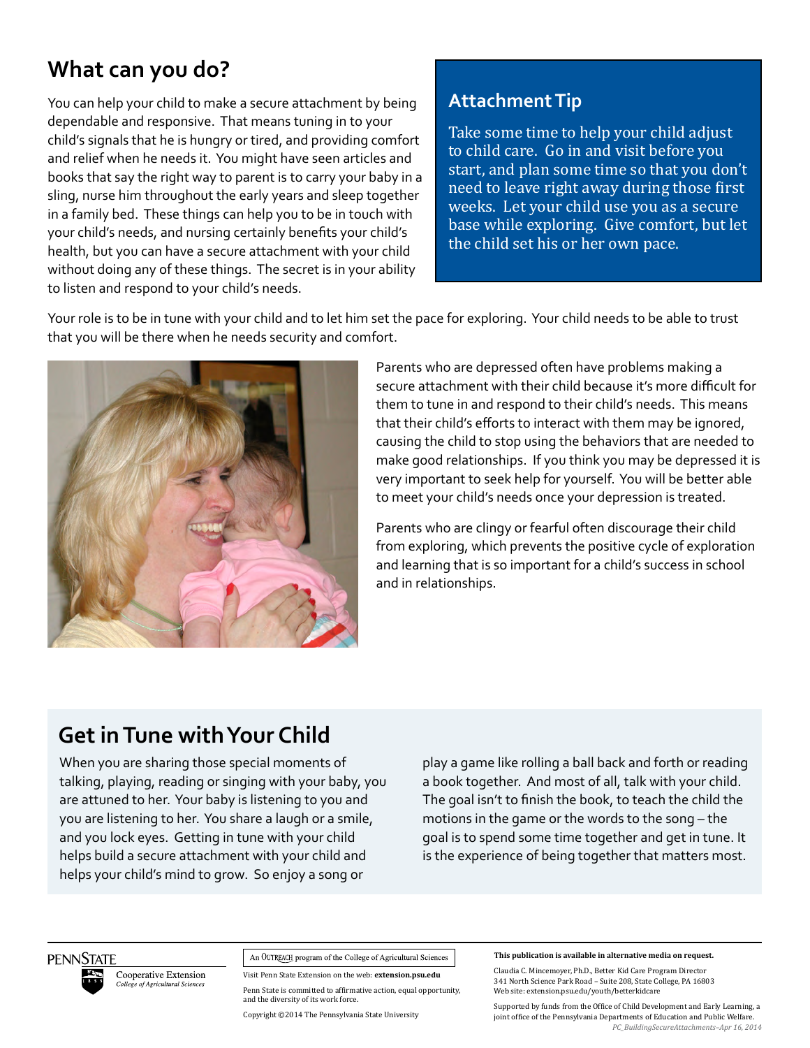## What can you do?

You can help your child to make a secure attachment by being dependable and responsive. That means tuning in to your child's signals that he is hungry or tired, and providing comfort and relief when he needs it. You might have seen articles and books that say the right way to parent is to carry your baby in a sling, nurse him throughout the early years and sleep together in a family bed. These things can help you to be in touch with your child's needs, and nursing certainly benefits your child's health, but you can have a secure attachment with your child without doing any of these things. The secret is in your ability to listen and respond to your child's needs.

### Attachment Tip

Take some time to help your child adjust to child care. Go in and visit before you start, and plan some time so that you don't need to leave right away during those first weeks. Let your child use you as a secure base while exploring. Give comfort, but let the child set his or her own pace.

Your role is to be in tune with your child and to let him set the pace for exploring. Your child needs to be able to trust that you will be there when he needs security and comfort.

Parents who are depressed often have problems making a secure attachment with their child because it's more difficult for them to tune in and respond to their child's needs. This means that their child's efforts to interact with them may be ignored, causing the child to stop using the behaviors that are needed to make good relationships. If you think you may be depressed it is very important to seek help for yourself. You will be better able to meet your child's needs once your depression is treated.

Parents who are clingy or fearful often discourage their child from exploring, which prevents the positive cycle of exploration and learning that is so important for a child's success in school and in relationships.

## Get in Tune with Your Child

When you are sharing those special moments of talking, playing, reading or singing with your baby, you are attuned to her. Your baby is listening to you and you are listening to her. You share a laugh or a smile, and you lock eyes. Getting in tune with your child helps build a secure attachment with your child and helps your child's mind to grow. So enjoy a song or play a game like rolling a ball back and forth or reading a book together. And most of all, talk with your child. The goal isn't to finish the book, to teach the child the motions in the game or the words to the song – the goal is to spend some time together and get in tune. It is the experience of being together that matters most.

PENNSTATE
Cooperative Extension
College of Agricultural Sciences

An OUTREACH program of the College of Agricultural Sciences

Visit Penn State Extension on the web: **extension.psu.edu**

Penn State is committed to affirmative action, equal opportunity, and the diversity of its work force.

Copyright ©2014 The Pennsylvania State University

**This publication is available in alternative media on request.**

Claudia C. Mincemoyer, Ph.D., Better Kid Care Program Director
341 North Science Park Road – Suite 208, State College, PA 16803
Web site: extension.psu.edu/youth/betterkidcare

Supported by funds from the Office of Child Development and Early Learning, a joint office of the Pennsylvania Departments of Education and Public Welfare.

*PC_BuildingSecureAttachments–Apr 16, 2014*